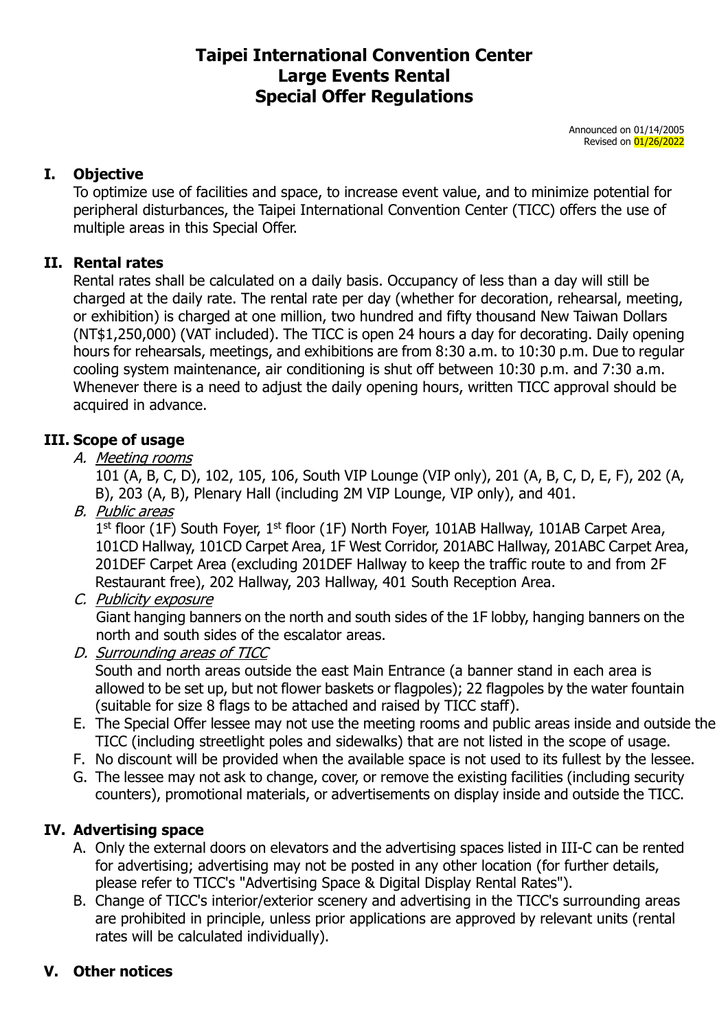# Taipei International Convention Center
# Large Events Rental
# Special Offer Regulations

Announced on 01/14/2005
Revised on 01/26/2022

## I. Objective

To optimize use of facilities and space, to increase event value, and to minimize potential for peripheral disturbances, the Taipei International Convention Center (TICC) offers the use of multiple areas in this Special Offer.

## II. Rental rates

Rental rates shall be calculated on a daily basis. Occupancy of less than a day will still be charged at the daily rate. The rental rate per day (whether for decoration, rehearsal, meeting, or exhibition) is charged at one million, two hundred and fifty thousand New Taiwan Dollars (NT$1,250,000) (VAT included). The TICC is open 24 hours a day for decorating. Daily opening hours for rehearsals, meetings, and exhibitions are from 8:30 a.m. to 10:30 p.m. Due to regular cooling system maintenance, air conditioning is shut off between 10:30 p.m. and 7:30 a.m. Whenever there is a need to adjust the daily opening hours, written TICC approval should be acquired in advance.

## III. Scope of usage

A. *Meeting rooms*
101 (A, B, C, D), 102, 105, 106, South VIP Lounge (VIP only), 201 (A, B, C, D, E, F), 202 (A, B), 203 (A, B), Plenary Hall (including 2M VIP Lounge, VIP only), and 401.

B. *Public areas*
1st floor (1F) South Foyer, 1st floor (1F) North Foyer, 101AB Hallway, 101AB Carpet Area, 101CD Hallway, 101CD Carpet Area, 1F West Corridor, 201ABC Hallway, 201ABC Carpet Area, 201DEF Carpet Area (excluding 201DEF Hallway to keep the traffic route to and from 2F Restaurant free), 202 Hallway, 203 Hallway, 401 South Reception Area.

C. *Publicity exposure*
Giant hanging banners on the north and south sides of the 1F lobby, hanging banners on the north and south sides of the escalator areas.

D. *Surrounding areas of TICC*
South and north areas outside the east Main Entrance (a banner stand in each area is allowed to be set up, but not flower baskets or flagpoles); 22 flagpoles by the water fountain (suitable for size 8 flags to be attached and raised by TICC staff).

E. The Special Offer lessee may not use the meeting rooms and public areas inside and outside the TICC (including streetlight poles and sidewalks) that are not listed in the scope of usage.

F. No discount will be provided when the available space is not used to its fullest by the lessee.

G. The lessee may not ask to change, cover, or remove the existing facilities (including security counters), promotional materials, or advertisements on display inside and outside the TICC.

## IV. Advertising space

A. Only the external doors on elevators and the advertising spaces listed in III-C can be rented for advertising; advertising may not be posted in any other location (for further details, please refer to TICC's "Advertising Space & Digital Display Rental Rates").

B. Change of TICC's interior/exterior scenery and advertising in the TICC's surrounding areas are prohibited in principle, unless prior applications are approved by relevant units (rental rates will be calculated individually).

## V. Other notices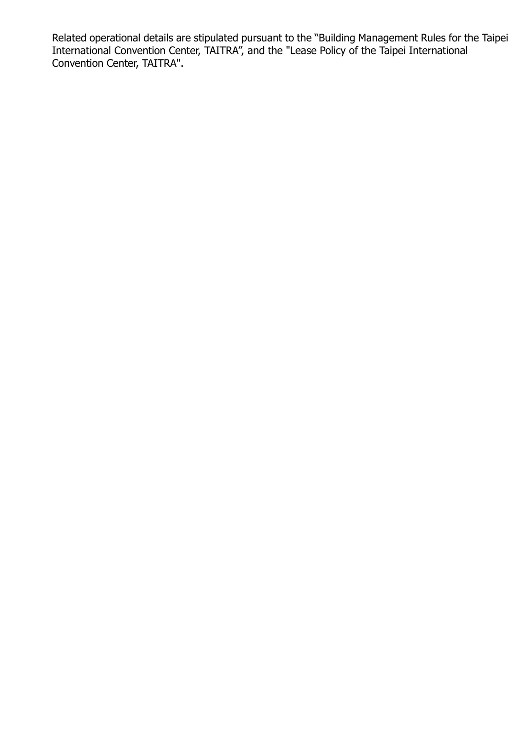Related operational details are stipulated pursuant to the "Building Management Rules for the Taipei International Convention Center, TAITRA", and the "Lease Policy of the Taipei International Convention Center, TAITRA".